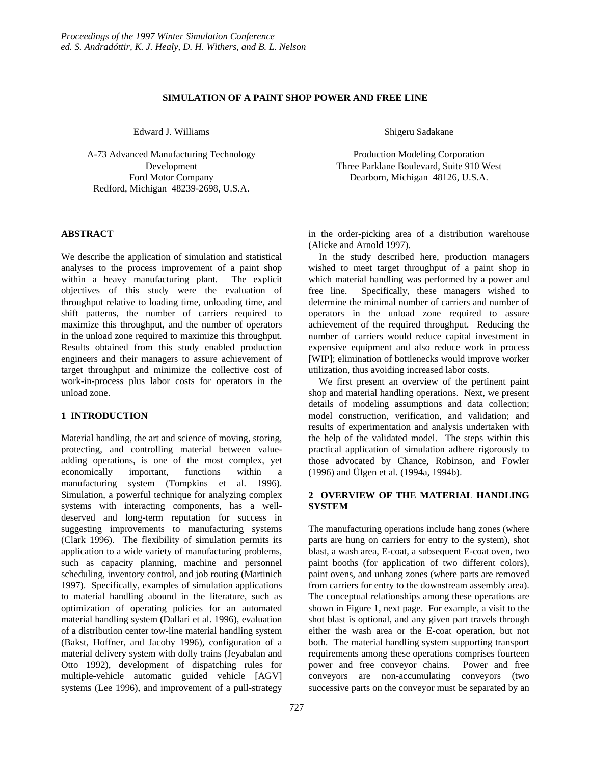# SIMULATION OF A PAINT SHOP POWER AND FREE LINE

Edward J. Williams

A-73 Advanced Manufacturing Technology Development
Ford Motor Company
Redford, Michigan 48239-2698, U.S.A.

Shigeru Sadakane

Production Modeling Corporation
Three Parklane Boulevard, Suite 910 West
Dearborn, Michigan 48126, U.S.A.

## ABSTRACT

We describe the application of simulation and statistical analyses to the process improvement of a paint shop within a heavy manufacturing plant. The explicit objectives of this study were the evaluation of throughput relative to loading time, unloading time, and shift patterns, the number of carriers required to maximize this throughput, and the number of operators in the unload zone required to maximize this throughput. Results obtained from this study enabled production engineers and their managers to assure achievement of target throughput and minimize the collective cost of work-in-process plus labor costs for operators in the unload zone.

## 1 INTRODUCTION

Material handling, the art and science of moving, storing, protecting, and controlling material between value-adding operations, is one of the most complex, yet economically important, functions within a manufacturing system (Tompkins et al. 1996). Simulation, a powerful technique for analyzing complex systems with interacting components, has a well-deserved and long-term reputation for success in suggesting improvements to manufacturing systems (Clark 1996). The flexibility of simulation permits its application to a wide variety of manufacturing problems, such as capacity planning, machine and personnel scheduling, inventory control, and job routing (Martinich 1997). Specifically, examples of simulation applications to material handling abound in the literature, such as optimization of operating policies for an automated material handling system (Dallari et al. 1996), evaluation of a distribution center tow-line material handling system (Bakst, Hoffner, and Jacoby 1996), configuration of a material delivery system with dolly trains (Jeyabalan and Otto 1992), development of dispatching rules for multiple-vehicle automatic guided vehicle [AGV] systems (Lee 1996), and improvement of a pull-strategy in the order-picking area of a distribution warehouse (Alicke and Arnold 1997).

In the study described here, production managers wished to meet target throughput of a paint shop in which material handling was performed by a power and free line. Specifically, these managers wished to determine the minimal number of carriers and number of operators in the unload zone required to assure achievement of the required throughput. Reducing the number of carriers would reduce capital investment in expensive equipment and also reduce work in process [WIP]; elimination of bottlenecks would improve worker utilization, thus avoiding increased labor costs.

We first present an overview of the pertinent paint shop and material handling operations. Next, we present details of modeling assumptions and data collection; model construction, verification, and validation; and results of experimentation and analysis undertaken with the help of the validated model. The steps within this practical application of simulation adhere rigorously to those advocated by Chance, Robinson, and Fowler (1996) and Ülgen et al. (1994a, 1994b).

## 2 OVERVIEW OF THE MATERIAL HANDLING SYSTEM

The manufacturing operations include hang zones (where parts are hung on carriers for entry to the system), shot blast, a wash area, E-coat, a subsequent E-coat oven, two paint booths (for application of two different colors), paint ovens, and unhang zones (where parts are removed from carriers for entry to the downstream assembly area). The conceptual relationships among these operations are shown in Figure 1, next page. For example, a visit to the shot blast is optional, and any given part travels through either the wash area or the E-coat operation, but not both. The material handling system supporting transport requirements among these operations comprises fourteen power and free conveyor chains. Power and free conveyors are non-accumulating conveyors (two successive parts on the conveyor must be separated by an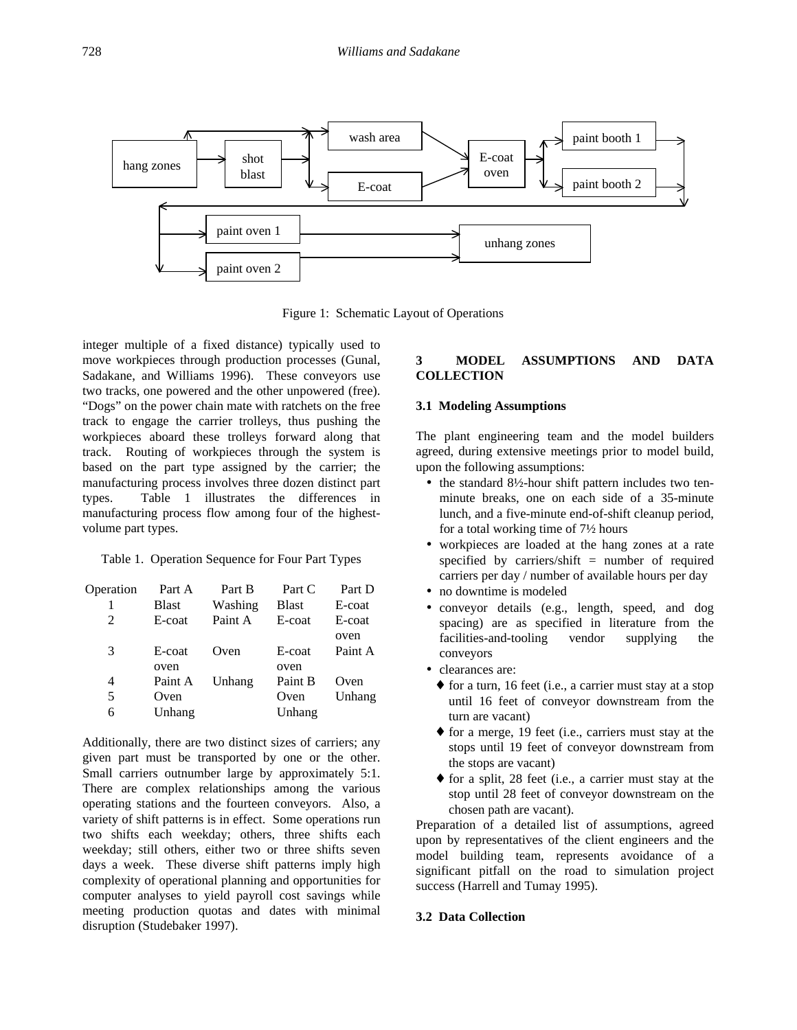Figure 1: Schematic Layout of Operations

integer multiple of a fixed distance) typically used to move workpieces through production processes (Gunal, Sadakane, and Williams 1996). These conveyors use two tracks, one powered and the other unpowered (free). “Dogs” on the power chain mate with ratchets on the free track to engage the carrier trolleys, thus pushing the workpieces aboard these trolleys forward along that track. Routing of workpieces through the system is based on the part type assigned by the carrier; the manufacturing process involves three dozen distinct part types. Table 1 illustrates the differences in manufacturing process flow among four of the highest-volume part types.

Table 1. Operation Sequence for Four Part Types

| Operation | Part A | Part B | Part C | Part D |
|---|---|---|---|---|
| 1 | Blast | Washing | Blast | E-coat |
| 2 | E-coat | Paint A | E-coat | E-coat oven |
| 3 | E-coat oven | Oven | E-coat oven | Paint A |
| 4 | Paint A | Unhang | Paint B | Oven |
| 5 | Oven | | Oven | Unhang |
| 6 | Unhang | | Unhang | |

Additionally, there are two distinct sizes of carriers; any given part must be transported by one or the other. Small carriers outnumber large by approximately 5:1. There are complex relationships among the various operating stations and the fourteen conveyors. Also, a variety of shift patterns is in effect. Some operations run two shifts each weekday; others, three shifts each weekday; still others, either two or three shifts seven days a week. These diverse shift patterns imply high complexity of operational planning and opportunities for computer analyses to yield payroll cost savings while meeting production quotas and dates with minimal disruption (Studebaker 1997).

## 3 MODEL ASSUMPTIONS AND DATA COLLECTION

### 3.1 Modeling Assumptions

The plant engineering team and the model builders agreed, during extensive meetings prior to model build, upon the following assumptions:

- the standard 8½-hour shift pattern includes two ten-minute breaks, one on each side of a 35-minute lunch, and a five-minute end-of-shift cleanup period, for a total working time of 7½ hours
- workpieces are loaded at the hang zones at a rate specified by carriers/shift = number of required carriers per day / number of available hours per day
- no downtime is modeled
- conveyor details (e.g., length, speed, and dog spacing) are as specified in literature from the facilities-and-tooling vendor supplying the conveyors
- clearances are:
  - for a turn, 16 feet (i.e., a carrier must stay at a stop until 16 feet of conveyor downstream from the turn are vacant)
  - for a merge, 19 feet (i.e., carriers must stay at the stops until 19 feet of conveyor downstream from the stops are vacant)
  - for a split, 28 feet (i.e., a carrier must stay at the stop until 28 feet of conveyor downstream on the chosen path are vacant).

Preparation of a detailed list of assumptions, agreed upon by representatives of the client engineers and the model building team, represents avoidance of a significant pitfall on the road to simulation project success (Harrell and Tumay 1995).

### 3.2 Data Collection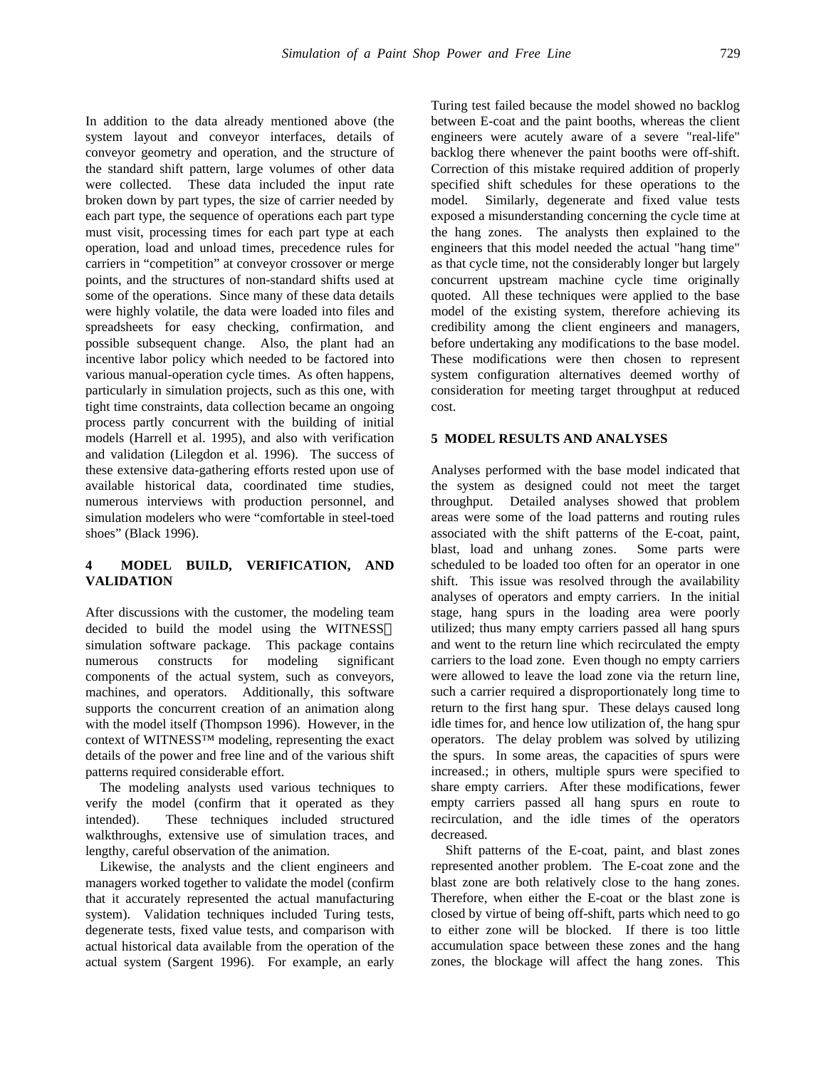In addition to the data already mentioned above (the system layout and conveyor interfaces, details of conveyor geometry and operation, and the structure of the standard shift pattern, large volumes of other data were collected. These data included the input rate broken down by part types, the size of carrier needed by each part type, the sequence of operations each part type must visit, processing times for each part type at each operation, load and unload times, precedence rules for carriers in "competition" at conveyor crossover or merge points, and the structures of non-standard shifts used at some of the operations. Since many of these data details were highly volatile, the data were loaded into files and spreadsheets for easy checking, confirmation, and possible subsequent change. Also, the plant had an incentive labor policy which needed to be factored into various manual-operation cycle times. As often happens, particularly in simulation projects, such as this one, with tight time constraints, data collection became an ongoing process partly concurrent with the building of initial models (Harrell et al. 1995), and also with verification and validation (Lilegdon et al. 1996). The success of these extensive data-gathering efforts rested upon use of available historical data, coordinated time studies, numerous interviews with production personnel, and simulation modelers who were "comfortable in steel-toed shoes" (Black 1996).

## 4 MODEL BUILD, VERIFICATION, AND VALIDATION

After discussions with the customer, the modeling team decided to build the model using the WITNESS™ simulation software package. This package contains numerous constructs for modeling significant components of the actual system, such as conveyors, machines, and operators. Additionally, this software supports the concurrent creation of an animation along with the model itself (Thompson 1996). However, in the context of WITNESS™ modeling, representing the exact details of the power and free line and of the various shift patterns required considerable effort.

The modeling analysts used various techniques to verify the model (confirm that it operated as they intended). These techniques included structured walkthroughs, extensive use of simulation traces, and lengthy, careful observation of the animation.

Likewise, the analysts and the client engineers and managers worked together to validate the model (confirm that it accurately represented the actual manufacturing system). Validation techniques included Turing tests, degenerate tests, fixed value tests, and comparison with actual historical data available from the operation of the actual system (Sargent 1996). For example, an early Turing test failed because the model showed no backlog between E-coat and the paint booths, whereas the client engineers were acutely aware of a severe "real-life" backlog there whenever the paint booths were off-shift. Correction of this mistake required addition of properly specified shift schedules for these operations to the model. Similarly, degenerate and fixed value tests exposed a misunderstanding concerning the cycle time at the hang zones. The analysts then explained to the engineers that this model needed the actual "hang time" as that cycle time, not the considerably longer but largely concurrent upstream machine cycle time originally quoted. All these techniques were applied to the base model of the existing system, therefore achieving its credibility among the client engineers and managers, before undertaking any modifications to the base model. These modifications were then chosen to represent system configuration alternatives deemed worthy of consideration for meeting target throughput at reduced cost.

## 5 MODEL RESULTS AND ANALYSES

Analyses performed with the base model indicated that the system as designed could not meet the target throughput. Detailed analyses showed that problem areas were some of the load patterns and routing rules associated with the shift patterns of the E-coat, paint, blast, load and unhang zones. Some parts were scheduled to be loaded too often for an operator in one shift. This issue was resolved through the availability analyses of operators and empty carriers. In the initial stage, hang spurs in the loading area were poorly utilized; thus many empty carriers passed all hang spurs and went to the return line which recirculated the empty carriers to the load zone. Even though no empty carriers were allowed to leave the load zone via the return line, such a carrier required a disproportionately long time to return to the first hang spur. These delays caused long idle times for, and hence low utilization of, the hang spur operators. The delay problem was solved by utilizing the spurs. In some areas, the capacities of spurs were increased.; in others, multiple spurs were specified to share empty carriers. After these modifications, fewer empty carriers passed all hang spurs en route to recirculation, and the idle times of the operators decreased.

Shift patterns of the E-coat, paint, and blast zones represented another problem. The E-coat zone and the blast zone are both relatively close to the hang zones. Therefore, when either the E-coat or the blast zone is closed by virtue of being off-shift, parts which need to go to either zone will be blocked. If there is too little accumulation space between these zones and the hang zones, the blockage will affect the hang zones. This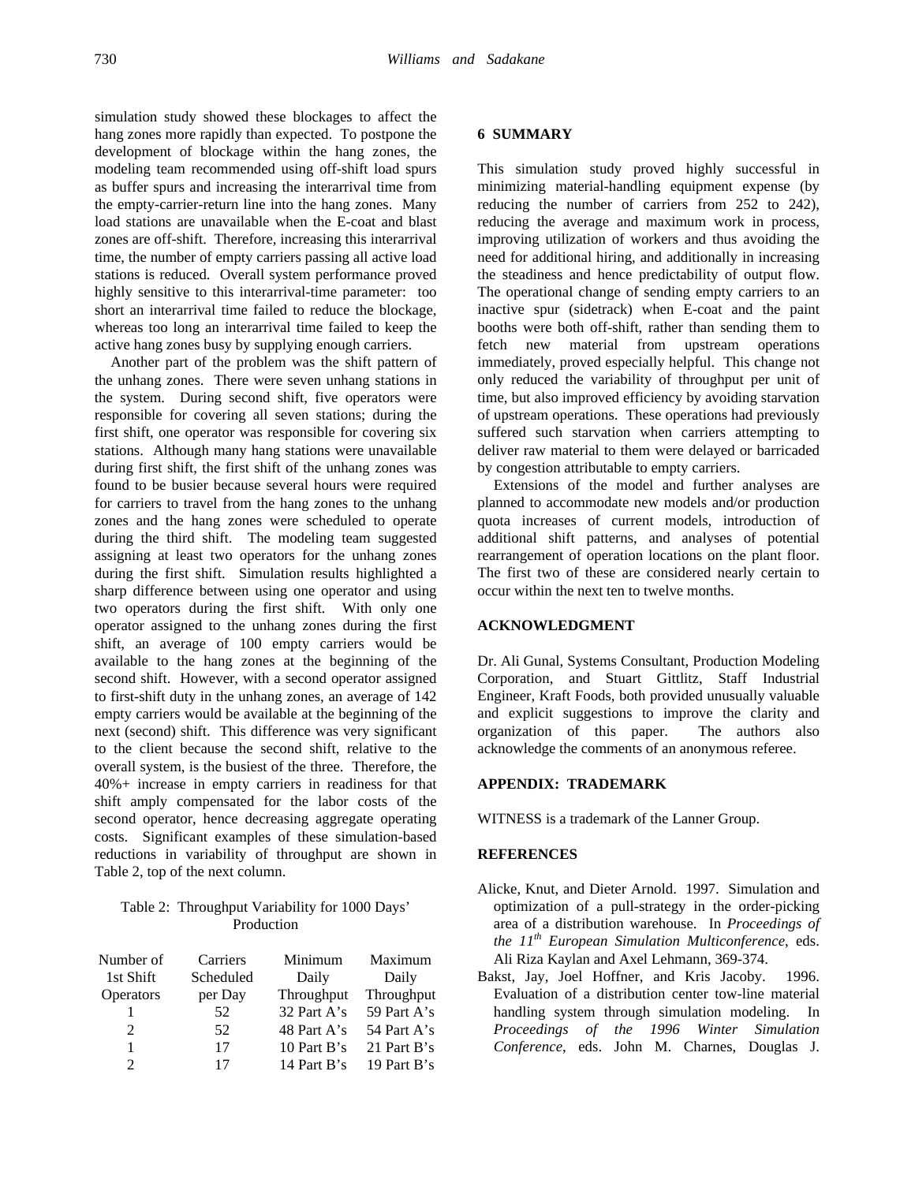simulation study showed these blockages to affect the hang zones more rapidly than expected. To postpone the development of blockage within the hang zones, the modeling team recommended using off-shift load spurs as buffer spurs and increasing the interarrival time from the empty-carrier-return line into the hang zones. Many load stations are unavailable when the E-coat and blast zones are off-shift. Therefore, increasing this interarrival time, the number of empty carriers passing all active load stations is reduced. Overall system performance proved highly sensitive to this interarrival-time parameter: too short an interarrival time failed to reduce the blockage, whereas too long an interarrival time failed to keep the active hang zones busy by supplying enough carriers.

Another part of the problem was the shift pattern of the unhang zones. There were seven unhang stations in the system. During second shift, five operators were responsible for covering all seven stations; during the first shift, one operator was responsible for covering six stations. Although many hang stations were unavailable during first shift, the first shift of the unhang zones was found to be busier because several hours were required for carriers to travel from the hang zones to the unhang zones and the hang zones were scheduled to operate during the third shift. The modeling team suggested assigning at least two operators for the unhang zones during the first shift. Simulation results highlighted a sharp difference between using one operator and using two operators during the first shift. With only one operator assigned to the unhang zones during the first shift, an average of 100 empty carriers would be available to the hang zones at the beginning of the second shift. However, with a second operator assigned to first-shift duty in the unhang zones, an average of 142 empty carriers would be available at the beginning of the next (second) shift. This difference was very significant to the client because the second shift, relative to the overall system, is the busiest of the three. Therefore, the 40%+ increase in empty carriers in readiness for that shift amply compensated for the labor costs of the second operator, hence decreasing aggregate operating costs. Significant examples of these simulation-based reductions in variability of throughput are shown in Table 2, top of the next column.

Table 2: Throughput Variability for 1000 Days' Production

| Number of 1st Shift Operators | Carriers Scheduled per Day | Minimum Daily Throughput | Maximum Daily Throughput |
|---|---|---|---|
| 1 | 52 | 32 Part A's | 59 Part A's |
| 2 | 52 | 48 Part A's | 54 Part A's |
| 1 | 17 | 10 Part B's | 21 Part B's |
| 2 | 17 | 14 Part B's | 19 Part B's |

## 6 SUMMARY

This simulation study proved highly successful in minimizing material-handling equipment expense (by reducing the number of carriers from 252 to 242), reducing the average and maximum work in process, improving utilization of workers and thus avoiding the need for additional hiring, and additionally in increasing the steadiness and hence predictability of output flow. The operational change of sending empty carriers to an inactive spur (sidetrack) when E-coat and the paint booths were both off-shift, rather than sending them to fetch new material from upstream operations immediately, proved especially helpful. This change not only reduced the variability of throughput per unit of time, but also improved efficiency by avoiding starvation of upstream operations. These operations had previously suffered such starvation when carriers attempting to deliver raw material to them were delayed or barricaded by congestion attributable to empty carriers.

Extensions of the model and further analyses are planned to accommodate new models and/or production quota increases of current models, introduction of additional shift patterns, and analyses of potential rearrangement of operation locations on the plant floor. The first two of these are considered nearly certain to occur within the next ten to twelve months.

## ACKNOWLEDGMENT

Dr. Ali Gunal, Systems Consultant, Production Modeling Corporation, and Stuart Gittlitz, Staff Industrial Engineer, Kraft Foods, both provided unusually valuable and explicit suggestions to improve the clarity and organization of this paper. The authors also acknowledge the comments of an anonymous referee.

## APPENDIX: TRADEMARK

WITNESS is a trademark of the Lanner Group.

## REFERENCES

Alicke, Knut, and Dieter Arnold. 1997. Simulation and optimization of a pull-strategy in the order-picking area of a distribution warehouse. In *Proceedings of the 11th European Simulation Multiconference*, eds. Ali Riza Kaylan and Axel Lehmann, 369-374.

Bakst, Jay, Joel Hoffner, and Kris Jacoby. 1996. Evaluation of a distribution center tow-line material handling system through simulation modeling. In *Proceedings of the 1996 Winter Simulation Conference*, eds. John M. Charnes, Douglas J.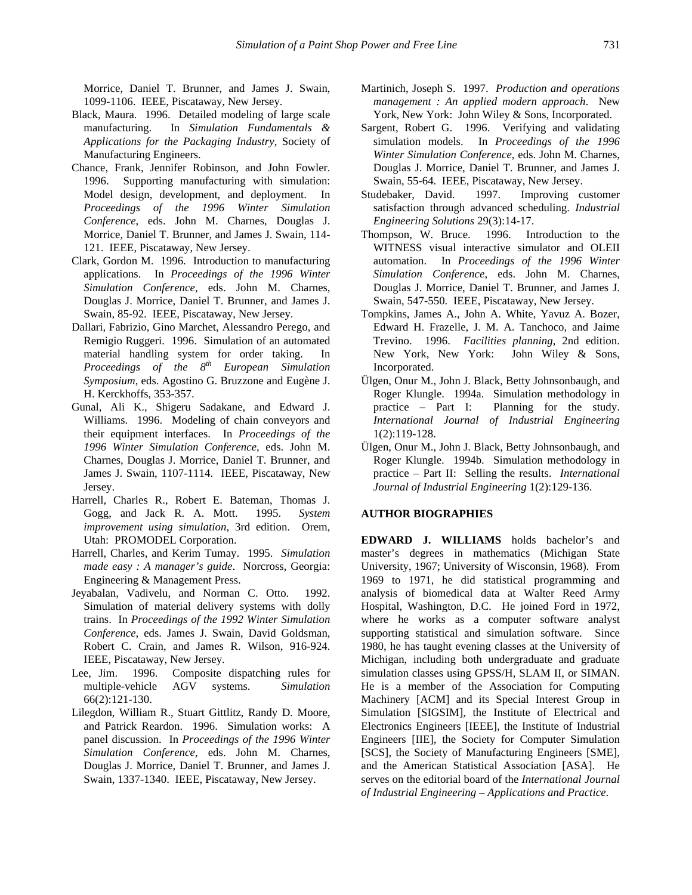Morrice, Daniel T. Brunner, and James J. Swain, 1099-1106. IEEE, Piscataway, New Jersey.

Black, Maura. 1996. Detailed modeling of large scale manufacturing. In *Simulation Fundamentals & Applications for the Packaging Industry*, Society of Manufacturing Engineers.

Chance, Frank, Jennifer Robinson, and John Fowler. 1996. Supporting manufacturing with simulation: Model design, development, and deployment. In *Proceedings of the 1996 Winter Simulation Conference*, eds. John M. Charnes, Douglas J. Morrice, Daniel T. Brunner, and James J. Swain, 114-121. IEEE, Piscataway, New Jersey.

Clark, Gordon M. 1996. Introduction to manufacturing applications. In *Proceedings of the 1996 Winter Simulation Conference*, eds. John M. Charnes, Douglas J. Morrice, Daniel T. Brunner, and James J. Swain, 85-92. IEEE, Piscataway, New Jersey.

Dallari, Fabrizio, Gino Marchet, Alessandro Perego, and Remigio Ruggeri. 1996. Simulation of an automated material handling system for order taking. In *Proceedings of the 8th European Simulation Symposium*, eds. Agostino G. Bruzzone and Eugène J. H. Kerckhoffs, 353-357.

Gunal, Ali K., Shigeru Sadakane, and Edward J. Williams. 1996. Modeling of chain conveyors and their equipment interfaces. In *Proceedings of the 1996 Winter Simulation Conference*, eds. John M. Charnes, Douglas J. Morrice, Daniel T. Brunner, and James J. Swain, 1107-1114. IEEE, Piscataway, New Jersey.

Harrell, Charles R., Robert E. Bateman, Thomas J. Gogg, and Jack R. A. Mott. 1995. *System improvement using simulation*, 3rd edition. Orem, Utah: PROMODEL Corporation.

Harrell, Charles, and Kerim Tumay. 1995. *Simulation made easy : A manager's guide*. Norcross, Georgia: Engineering & Management Press.

Jeyabalan, Vadivelu, and Norman C. Otto. 1992. Simulation of material delivery systems with dolly trains. In *Proceedings of the 1992 Winter Simulation Conference*, eds. James J. Swain, David Goldsman, Robert C. Crain, and James R. Wilson, 916-924. IEEE, Piscataway, New Jersey.

Lee, Jim. 1996. Composite dispatching rules for multiple-vehicle AGV systems. *Simulation* 66(2):121-130.

Lilegdon, William R., Stuart Gittlitz, Randy D. Moore, and Patrick Reardon. 1996. Simulation works: A panel discussion. In *Proceedings of the 1996 Winter Simulation Conference*, eds. John M. Charnes, Douglas J. Morrice, Daniel T. Brunner, and James J. Swain, 1337-1340. IEEE, Piscataway, New Jersey.

Martinich, Joseph S. 1997. *Production and operations management : An applied modern approach*. New York, New York: John Wiley & Sons, Incorporated.

Sargent, Robert G. 1996. Verifying and validating simulation models. In *Proceedings of the 1996 Winter Simulation Conference*, eds. John M. Charnes, Douglas J. Morrice, Daniel T. Brunner, and James J. Swain, 55-64. IEEE, Piscataway, New Jersey.

Studebaker, David. 1997. Improving customer satisfaction through advanced scheduling. *Industrial Engineering Solutions* 29(3):14-17.

Thompson, W. Bruce. 1996. Introduction to the WITNESS visual interactive simulator and OLEII automation. In *Proceedings of the 1996 Winter Simulation Conference*, eds. John M. Charnes, Douglas J. Morrice, Daniel T. Brunner, and James J. Swain, 547-550. IEEE, Piscataway, New Jersey.

Tompkins, James A., John A. White, Yavuz A. Bozer, Edward H. Frazelle, J. M. A. Tanchoco, and Jaime Trevino. 1996. *Facilities planning*, 2nd edition. New York, New York: John Wiley & Sons, Incorporated.

Ülgen, Onur M., John J. Black, Betty Johnsonbaugh, and Roger Klungle. 1994a. Simulation methodology in practice – Part I: Planning for the study. *International Journal of Industrial Engineering* 1(2):119-128.

Ülgen, Onur M., John J. Black, Betty Johnsonbaugh, and Roger Klungle. 1994b. Simulation methodology in practice – Part II: Selling the results. *International Journal of Industrial Engineering* 1(2):129-136.

## AUTHOR BIOGRAPHIES

**EDWARD J. WILLIAMS** holds bachelor's and master's degrees in mathematics (Michigan State University, 1967; University of Wisconsin, 1968). From 1969 to 1971, he did statistical programming and analysis of biomedical data at Walter Reed Army Hospital, Washington, D.C. He joined Ford in 1972, where he works as a computer software analyst supporting statistical and simulation software. Since 1980, he has taught evening classes at the University of Michigan, including both undergraduate and graduate simulation classes using GPSS/H, SLAM II, or SIMAN. He is a member of the Association for Computing Machinery [ACM] and its Special Interest Group in Simulation [SIGSIM], the Institute of Electrical and Electronics Engineers [IEEE], the Institute of Industrial Engineers [IIE], the Society for Computer Simulation [SCS], the Society of Manufacturing Engineers [SME], and the American Statistical Association [ASA]. He serves on the editorial board of the *International Journal of Industrial Engineering – Applications and Practice*.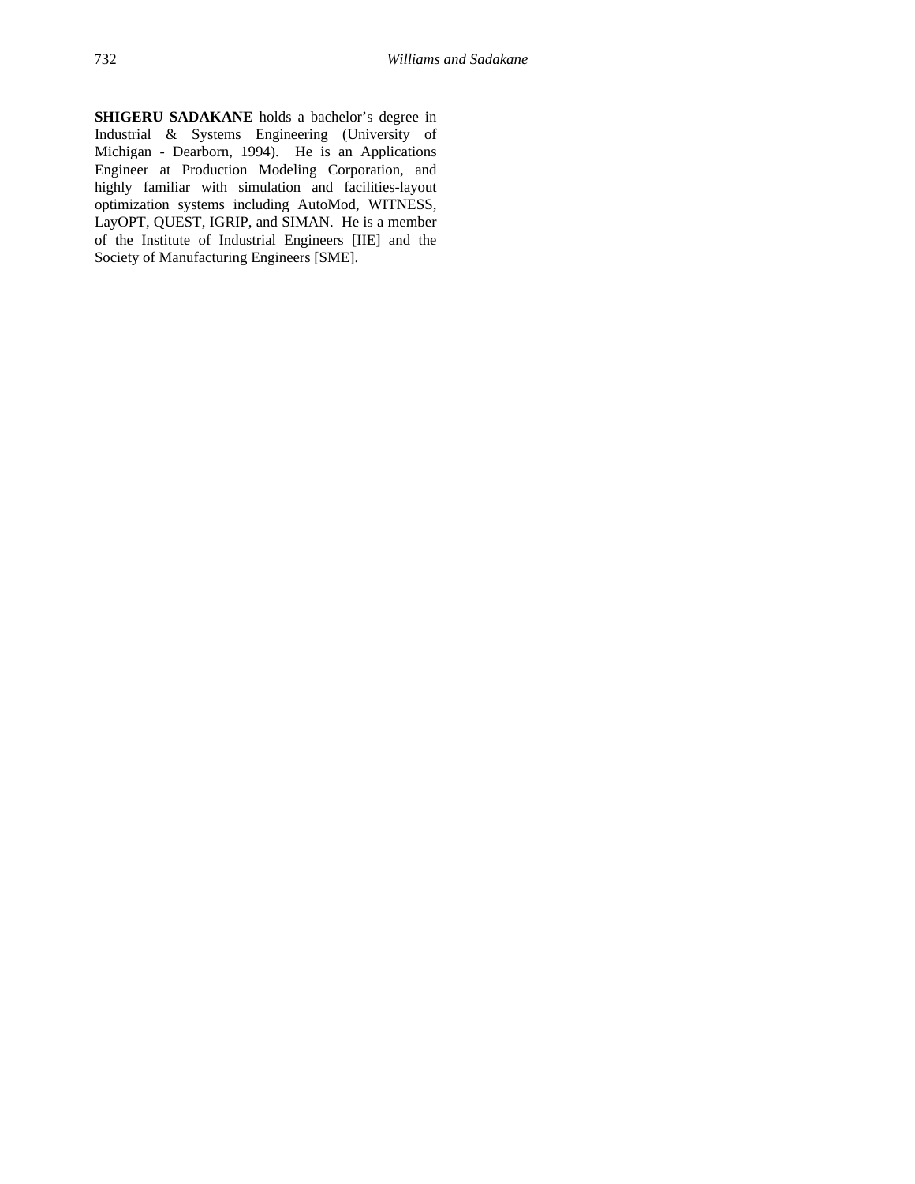**SHIGERU SADAKANE** holds a bachelor's degree in Industrial & Systems Engineering (University of Michigan - Dearborn, 1994). He is an Applications Engineer at Production Modeling Corporation, and highly familiar with simulation and facilities-layout optimization systems including AutoMod, WITNESS, LayOPT, QUEST, IGRIP, and SIMAN. He is a member of the Institute of Industrial Engineers [IIE] and the Society of Manufacturing Engineers [SME].